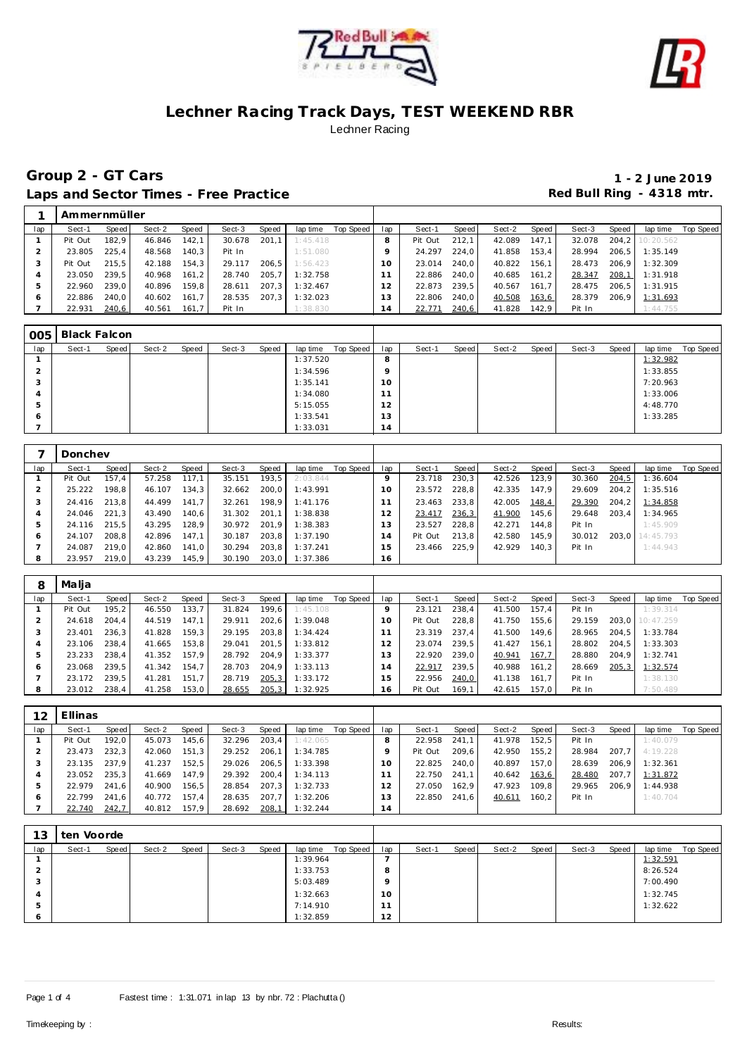# Lechner Racing Track Days, TEST WEEKEND RBR

Lechner Racing

## Group 2 - GT Cars

**1 - 2 June 2019**

### Laps and Sector Times - Free Practice

**Red Bull Ring - 4318 mtr.**

| 1 | Ammernmüller | | | | | | | | | | | | | | | | | |
|---|---|---|---|---|---|---|---|---|---|---|---|---|---|---|---|---|---|---|
| lap | Sect-1 | Speed | Sect-2 | Speed | Sect-3 | Speed | lap time | Top Speed | lap | Sect-1 | Speed | Sect-2 | Speed | Sect-3 | Speed | lap time | Top Speed |
| 1 | Pit Out | 182,9 | 46.846 | 142,1 | 30.678 | 201,1 | 1:45.418 | | 8 | Pit Out | 212,1 | 42.089 | 147,1 | 32.078 | 204,2 | 10:20.562 | |
| 2 | 23.805 | 225,4 | 48.568 | 140,3 | Pit In | | 1:51.080 | | 9 | 24.297 | 224,0 | 41.858 | 153,4 | 28.994 | 206,5 | 1:35.149 | |
| 3 | Pit Out | 215,5 | 42.188 | 154,3 | 29.117 | 206,5 | 1:56.423 | | 10 | 23.014 | 240,0 | 40.822 | 156,1 | 28.473 | 206,9 | 1:32.309 | |
| 4 | 23.050 | 239,5 | 40.968 | 161,2 | 28.740 | 205,7 | 1:32.758 | | 11 | 22.886 | 240,0 | 40.685 | 161,2 | 28.347 | 208,1 | 1:31.918 | |
| 5 | 22.960 | 239,0 | 40.896 | 159,8 | 28.611 | 207,3 | 1:32.467 | | 12 | 22.873 | 239,5 | 40.567 | 161,7 | 28.475 | 206,5 | 1:31.915 | |
| 6 | 22.886 | 240,0 | 40.602 | 161,7 | 28.535 | 207,3 | 1:32.023 | | 13 | 22.806 | 240,0 | 40.508 | 163,6 | 28.379 | 206,9 | 1:31.693 | |
| 7 | 22.931 | 240,6 | 40.561 | 161,7 | Pit In | | 1:38.830 | | 14 | 22.771 | 240,6 | 41.828 | 142,9 | Pit In | | 1:44.755 | |

| 005 | Black Falcon | | | | | | | | | | | | | | | | | |
|---|---|---|---|---|---|---|---|---|---|---|---|---|---|---|---|---|---|---|
| lap | Sect-1 | Speed | Sect-2 | Speed | Sect-3 | Speed | lap time | Top Speed | lap | Sect-1 | Speed | Sect-2 | Speed | Sect-3 | Speed | lap time | Top Speed |
| 1 | | | | | | | 1:37.520 | | 8 | | | | | | | 1:32.982 | |
| 2 | | | | | | | 1:34.596 | | 9 | | | | | | | 1:33.855 | |
| 3 | | | | | | | 1:35.141 | | 10 | | | | | | | 7:20.963 | |
| 4 | | | | | | | 1:34.080 | | 11 | | | | | | | 1:33.006 | |
| 5 | | | | | | | 5:15.055 | | 12 | | | | | | | 4:48.770 | |
| 6 | | | | | | | 1:33.541 | | 13 | | | | | | | 1:33.285 | |
| 7 | | | | | | | 1:33.031 | | 14 | | | | | | | | |

| 7 | Donchev | | | | | | | | | | | | | | | | | |
|---|---|---|---|---|---|---|---|---|---|---|---|---|---|---|---|---|---|---|
| lap | Sect-1 | Speed | Sect-2 | Speed | Sect-3 | Speed | lap time | Top Speed | lap | Sect-1 | Speed | Sect-2 | Speed | Sect-3 | Speed | lap time | Top Speed |
| 1 | Pit Out | 157,4 | 57.258 | 117,1 | 35.151 | 193,5 | 2:03.844 | | 9 | 23.718 | 230,3 | 42.526 | 123,9 | 30.360 | 204,5 | 1:36.604 | |
| 2 | 25.222 | 198,8 | 46.107 | 134,3 | 32.662 | 200,0 | 1:43.991 | | 10 | 23.572 | 228,8 | 42.335 | 147,9 | 29.609 | 204,2 | 1:35.516 | |
| 3 | 24.416 | 213,8 | 44.499 | 141,7 | 32.261 | 198,9 | 1:41.176 | | 11 | 23.463 | 233,8 | 42.005 | 148,4 | 29.390 | 204,2 | 1:34.858 | |
| 4 | 24.046 | 221,3 | 43.490 | 140,6 | 31.302 | 201,1 | 1:38.838 | | 12 | 23.417 | 236,3 | 41.900 | 145,6 | 29.648 | 203,4 | 1:34.965 | |
| 5 | 24.116 | 215,5 | 43.295 | 128,9 | 30.972 | 201,9 | 1:38.383 | | 13 | 23.527 | 228,8 | 42.271 | 144,8 | Pit In | | 1:45.909 | |
| 6 | 24.107 | 208,8 | 42.896 | 147,1 | 30.187 | 203,8 | 1:37.190 | | 14 | Pit Out | 213,8 | 42.580 | 145,9 | 30.012 | 203,0 | 14:45.793 | |
| 7 | 24.087 | 219,0 | 42.860 | 141,0 | 30.294 | 203,8 | 1:37.241 | | 15 | 23.466 | 225,9 | 42.929 | 140,3 | Pit In | | 1:44.943 | |
| 8 | 23.957 | 219,0 | 43.239 | 145,9 | 30.190 | 203,0 | 1:37.386 | | 16 | | | | | | | | |

| 8 | Malja | | | | | | | | | | | | | | | | | |
|---|---|---|---|---|---|---|---|---|---|---|---|---|---|---|---|---|---|---|
| lap | Sect-1 | Speed | Sect-2 | Speed | Sect-3 | Speed | lap time | Top Speed | lap | Sect-1 | Speed | Sect-2 | Speed | Sect-3 | Speed | lap time | Top Speed |
| 1 | Pit Out | 195,2 | 46.550 | 133,7 | 31.824 | 199,6 | 1:45.108 | | 9 | 23.121 | 238,4 | 41.500 | 157,4 | Pit In | | 1:39.314 | |
| 2 | 24.618 | 204,4 | 44.519 | 147,1 | 29.911 | 202,6 | 1:39.048 | | 10 | Pit Out | 228,8 | 41.750 | 155,6 | 29.159 | 203,0 | 10:47.259 | |
| 3 | 23.401 | 236,3 | 41.828 | 159,3 | 29.195 | 203,8 | 1:34.424 | | 11 | 23.319 | 237,4 | 41.500 | 149,6 | 28.965 | 204,5 | 1:33.784 | |
| 4 | 23.106 | 238,4 | 41.665 | 153,8 | 29.041 | 201,5 | 1:33.812 | | 12 | 23.074 | 239,5 | 41.427 | 156,1 | 28.802 | 204,5 | 1:33.303 | |
| 5 | 23.233 | 238,4 | 41.352 | 157,9 | 28.792 | 204,9 | 1:33.377 | | 13 | 22.920 | 239,0 | 40.941 | 167,7 | 28.880 | 204,9 | 1:32.741 | |
| 6 | 23.068 | 239,5 | 41.342 | 154,7 | 28.703 | 204,9 | 1:33.113 | | 14 | 22.917 | 239,5 | 40.988 | 161,2 | 28.669 | 205,3 | 1:32.574 | |
| 7 | 23.172 | 239,5 | 41.281 | 151,7 | 28.719 | 205,3 | 1:33.172 | | 15 | 22.956 | 240,0 | 41.138 | 161,7 | Pit In | | 1:38.130 | |
| 8 | 23.012 | 238,4 | 41.258 | 153,0 | 28.655 | 205,3 | 1:32.925 | | 16 | Pit Out | 169,1 | 42.615 | 157,0 | Pit In | | 7:50.489 | |

| 12 | Ellinas | | | | | | | | | | | | | | | | | |
|---|---|---|---|---|---|---|---|---|---|---|---|---|---|---|---|---|---|---|
| lap | Sect-1 | Speed | Sect-2 | Speed | Sect-3 | Speed | lap time | Top Speed | lap | Sect-1 | Speed | Sect-2 | Speed | Sect-3 | Speed | lap time | Top Speed |
| 1 | Pit Out | 192,0 | 45.073 | 145,6 | 32.296 | 203,4 | 1:42.065 | | 8 | 22.958 | 241,1 | 41.978 | 152,5 | Pit In | | 1:40.079 | |
| 2 | 23.473 | 232,3 | 42.060 | 151,3 | 29.252 | 206,1 | 1:34.785 | | 9 | Pit Out | 209,6 | 42.950 | 155,2 | 28.984 | 207,7 | 4:19.228 | |
| 3 | 23.135 | 237,9 | 41.237 | 152,5 | 29.026 | 206,5 | 1:33.398 | | 10 | 22.825 | 240,0 | 40.897 | 157,0 | 28.639 | 206,9 | 1:32.361 | |
| 4 | 23.052 | 235,3 | 41.669 | 147,9 | 29.392 | 200,4 | 1:34.113 | | 11 | 22.750 | 241,1 | 40.642 | 163,6 | 28.480 | 207,7 | 1:31.872 | |
| 5 | 22.979 | 241,6 | 40.900 | 156,5 | 28.854 | 207,3 | 1:32.733 | | 12 | 27.050 | 162,9 | 47.923 | 109,8 | 29.965 | 206,9 | 1:44.938 | |
| 6 | 22.799 | 241,6 | 40.772 | 157,4 | 28.635 | 207,7 | 1:32.206 | | 13 | 22.850 | 241,6 | 40.611 | 160,2 | Pit In | | 1:40.704 | |
| 7 | 22.740 | 242,7 | 40.812 | 157,9 | 28.692 | 208,1 | 1:32.244 | | 14 | | | | | | | | |

| 13 | ten Voorde | | | | | | | | | | | | | | | | | |
|---|---|---|---|---|---|---|---|---|---|---|---|---|---|---|---|---|---|---|
| lap | Sect-1 | Speed | Sect-2 | Speed | Sect-3 | Speed | lap time | Top Speed | lap | Sect-1 | Speed | Sect-2 | Speed | Sect-3 | Speed | lap time | Top Speed |
| 1 | | | | | | | 1:39.964 | | 7 | | | | | | | 1:32.591 | |
| 2 | | | | | | | 1:33.753 | | 8 | | | | | | | 8:26.524 | |
| 3 | | | | | | | 5:03.489 | | 9 | | | | | | | 7:00.490 | |
| 4 | | | | | | | 1:32.663 | | 10 | | | | | | | 1:32.745 | |
| 5 | | | | | | | 7:14.910 | | 11 | | | | | | | 1:32.622 | |
| 6 | | | | | | | 1:32.859 | | 12 | | | | | | | | |

Fastest time : 1:31.071 in lap 13 by nbr. 72 : Plachutta ()

Timekeeping by :

Results: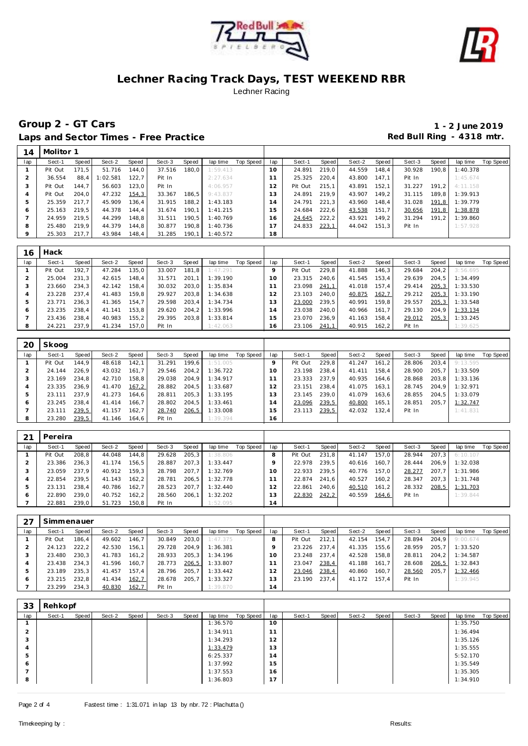# Lechner Racing Track Days, TEST WEEKEND RBR

Lechner Racing

## Group 2 - GT Cars

**Laps and Sector Times - Free Practice**

**1 - 2 June 2019**

**Red Bull Ring - 4318 mtr.**

### 14 Molitor 1

| lap | Sect-1 | Speed | Sect-2 | Speed | Sect-3 | Speed | lap time | Top Speed | lap | Sect-1 | Speed | Sect-2 | Speed | Sect-3 | Speed | lap time | Top Speed |
|---|---|---|---|---|---|---|---|---|---|---|---|---|---|---|---|---|---|
| 1 | Pit Out | 171,5 | 51.716 | 144,0 | 37.516 | 180,0 | 1:59.413 | | 10 | 24.891 | 219,0 | 44.559 | 148,4 | 30.928 | 190,8 | 1:40.378 | |
| 2 | 36.554 | 88,4 | 1:02.581 | 122,7 | Pit In | | 2:27.634 | | 11 | 25.325 | 220,4 | 43.800 | 147,1 | Pit In | | 1:45.674 | |
| 3 | Pit Out | 144,7 | 56.603 | 123,0 | Pit In | | 4:06.957 | | 12 | Pit Out | 215,1 | 43.891 | 152,1 | 31.227 | 191,2 | 4:11.158 | |
| 4 | Pit Out | 204,0 | 47.232 | 154,3 | 33.367 | 186,5 | 9:43.837 | | 13 | 24.891 | 219,9 | 43.907 | 149,2 | 31.115 | 189,8 | 1:39.913 | |
| 5 | 25.359 | 217,7 | 45.909 | 136,4 | 31.915 | 188,2 | 1:43.183 | | 14 | 24.791 | 221,3 | 43.960 | 148,4 | 31.028 | 191,8 | 1:39.779 | |
| 6 | 25.163 | 219,5 | 44.378 | 144,4 | 31.674 | 190,1 | 1:41.215 | | 15 | 24.684 | 222,6 | 43.538 | 151,7 | 30.656 | 191,8 | 1:38.878 | |
| 7 | 24.959 | 219,5 | 44.299 | 148,8 | 31.511 | 190,5 | 1:40.769 | | 16 | 24.645 | 222,2 | 43.921 | 149,2 | 31.294 | 191,2 | 1:39.860 | |
| 8 | 25.480 | 219,9 | 44.379 | 144,8 | 30.877 | 190,8 | 1:40.736 | | 17 | 24.833 | 223,1 | 44.042 | 151,3 | Pit In | | 1:57.928 | |
| 9 | 25.303 | 217,7 | 43.984 | 148,4 | 31.285 | 190,1 | 1:40.572 | | 18 | | | | | | | | |

### 16 Hack

| lap | Sect-1 | Speed | Sect-2 | Speed | Sect-3 | Speed | lap time | Top Speed | lap | Sect-1 | Speed | Sect-2 | Speed | Sect-3 | Speed | lap time | Top Speed |
|---|---|---|---|---|---|---|---|---|---|---|---|---|---|---|---|---|---|
| 1 | Pit Out | 192,7 | 47.284 | 135,0 | 33.007 | 181,8 | 1:47.291 | | 9 | Pit Out | 229,8 | 41.888 | 146,3 | 29.684 | 204,2 | 3:56.695 | |
| 2 | 25.004 | 231,3 | 42.615 | 148,4 | 31.571 | 201,1 | 1:39.190 | | 10 | 23.315 | 240,6 | 41.545 | 153,4 | 29.639 | 204,5 | 1:34.499 | |
| 3 | 23.660 | 234,3 | 42.142 | 158,4 | 30.032 | 203,0 | 1:35.834 | | 11 | 23.098 | 241,1 | 41.018 | 157,4 | 29.414 | 205,3 | 1:33.530 | |
| 4 | 23.228 | 237,4 | 41.483 | 159,8 | 29.927 | 203,8 | 1:34.638 | | 12 | 23.103 | 240,0 | 40.875 | 162,7 | 29.212 | 205,3 | 1:33.190 | |
| 5 | 23.771 | 236,3 | 41.365 | 154,7 | 29.598 | 203,4 | 1:34.734 | | 13 | 23.000 | 239,5 | 40.991 | 159,8 | 29.557 | 205,3 | 1:33.548 | |
| 6 | 23.235 | 238,4 | 41.141 | 153,8 | 29.620 | 204,2 | 1:33.996 | | 14 | 23.038 | 240,0 | 40.966 | 161,7 | 29.130 | 204,9 | 1:33.134 | |
| 7 | 23.436 | 238,4 | 40.983 | 155,2 | 29.395 | 203,8 | 1:33.814 | | 15 | 23.070 | 236,9 | 41.163 | 158,4 | 29.012 | 205,3 | 1:33.245 | |
| 8 | 24.221 | 237,9 | 41.234 | 157,0 | Pit In | | 1:42.063 | | 16 | 23.106 | 241,1 | 40.915 | 162,2 | Pit In | | 1:39.625 | |

### 20 Skoog

| lap | Sect-1 | Speed | Sect-2 | Speed | Sect-3 | Speed | lap time | Top Speed | lap | Sect-1 | Speed | Sect-2 | Speed | Sect-3 | Speed | lap time | Top Speed |
|---|---|---|---|---|---|---|---|---|---|---|---|---|---|---|---|---|---|
| 1 | Pit Out | 144,9 | 48.618 | 142,1 | 31.291 | 199,6 | 1:51.005 | | 9 | Pit Out | 229,8 | 41.247 | 161,2 | 28.806 | 203,4 | 9:13.595 | |
| 2 | 24.144 | 226,9 | 43.032 | 161,7 | 29.546 | 204,2 | 1:36.722 | | 10 | 23.198 | 238,4 | 41.411 | 158,4 | 28.900 | 205,7 | 1:33.509 | |
| 3 | 23.169 | 234,8 | 42.710 | 158,8 | 29.038 | 204,9 | 1:34.917 | | 11 | 23.333 | 237,9 | 40.935 | 164,6 | 28.868 | 203,8 | 1:33.136 | |
| 4 | 23.335 | 236,9 | 41.470 | 167,2 | 28.882 | 204,5 | 1:33.687 | | 12 | 23.151 | 238,4 | 41.075 | 163,1 | 28.745 | 204,9 | 1:32.971 | |
| 5 | 23.111 | 237,9 | 41.273 | 164,6 | 28.811 | 205,3 | 1:33.195 | | 13 | 23.145 | 239,0 | 41.079 | 163,6 | 28.855 | 204,5 | 1:33.079 | |
| 6 | 23.245 | 238,4 | 41.414 | 166,7 | 28.802 | 204,5 | 1:33.461 | | 14 | 23.096 | 239,5 | 40.800 | 165,1 | 28.851 | 205,7 | 1:32.747 | |
| 7 | 23.111 | 239,5 | 41.157 | 162,7 | 28.740 | 206,5 | 1:33.008 | | 15 | 23.113 | 239,5 | 42.032 | 132,4 | Pit In | | 1:41.831 | |
| 8 | 23.280 | 239,5 | 41.146 | 164,6 | Pit In | | 1:39.394 | | 16 | | | | | | | | |

### 21 Pereira

| lap | Sect-1 | Speed | Sect-2 | Speed | Sect-3 | Speed | lap time | Top Speed | lap | Sect-1 | Speed | Sect-2 | Speed | Sect-3 | Speed | lap time | Top Speed |
|---|---|---|---|---|---|---|---|---|---|---|---|---|---|---|---|---|---|
| 1 | Pit Out | 208,8 | 44.048 | 144,8 | 29.628 | 205,3 | 1:38.806 | | 8 | Pit Out | 231,8 | 41.147 | 157,0 | 28.944 | 207,3 | 6:10.107 | |
| 2 | 23.386 | 236,3 | 41.174 | 156,5 | 28.887 | 207,3 | 1:33.447 | | 9 | 22.978 | 239,5 | 40.616 | 160,7 | 28.444 | 206,9 | 1:32.038 | |
| 3 | 23.059 | 237,9 | 40.912 | 159,3 | 28.798 | 207,7 | 1:32.769 | | 10 | 22.933 | 239,5 | 40.776 | 157,0 | 28.277 | 207,7 | 1:31.986 | |
| 4 | 22.854 | 239,5 | 41.143 | 162,2 | 28.781 | 206,5 | 1:32.778 | | 11 | 22.874 | 241,6 | 40.527 | 160,2 | 28.347 | 207,3 | 1:31.748 | |
| 5 | 23.131 | 238,4 | 40.786 | 162,7 | 28.523 | 207,7 | 1:32.440 | | 12 | 22.861 | 240,6 | 40.510 | 161,2 | 28.332 | 208,5 | 1:31.703 | |
| 6 | 22.890 | 239,0 | 40.752 | 162,2 | 28.560 | 206,1 | 1:32.202 | | 13 | 22.830 | 242,2 | 40.559 | 164,6 | Pit In | | 1:39.844 | |
| 7 | 22.881 | 239,0 | 51.723 | 150,8 | Pit In | | 1:52.095 | | 14 | | | | | | | | |

### 27 Simmenauer

| lap | Sect-1 | Speed | Sect-2 | Speed | Sect-3 | Speed | lap time | Top Speed | lap | Sect-1 | Speed | Sect-2 | Speed | Sect-3 | Speed | lap time | Top Speed |
|---|---|---|---|---|---|---|---|---|---|---|---|---|---|---|---|---|---|
| 1 | Pit Out | 186,4 | 49.602 | 146,7 | 30.849 | 203,0 | 1:47.375 | | 8 | Pit Out | 212,1 | 42.154 | 154,7 | 28.894 | 204,9 | 9:00.674 | |
| 2 | 24.123 | 222,2 | 42.530 | 156,1 | 29.728 | 204,9 | 1:36.381 | | 9 | 23.226 | 237,4 | 41.335 | 155,6 | 28.959 | 205,7 | 1:33.520 | |
| 3 | 23.480 | 230,3 | 41.783 | 161,2 | 28.933 | 205,3 | 1:34.196 | | 10 | 23.248 | 237,4 | 42.528 | 158,8 | 28.811 | 204,2 | 1:34.587 | |
| 4 | 23.438 | 234,3 | 41.596 | 160,7 | 28.773 | 206,5 | 1:33.807 | | 11 | 23.047 | 238,4 | 41.188 | 161,7 | 28.608 | 206,5 | 1:32.843 | |
| 5 | 23.189 | 235,3 | 41.457 | 157,4 | 28.796 | 205,7 | 1:33.442 | | 12 | 23.046 | 238,4 | 40.860 | 160,7 | 28.560 | 205,7 | 1:32.466 | |
| 6 | 23.215 | 232,8 | 41.434 | 162,7 | 28.678 | 205,7 | 1:33.327 | | 13 | 23.190 | 237,4 | 41.172 | 157,4 | Pit In | | 1:39.945 | |
| 7 | 23.299 | 234,3 | 40.830 | 162,7 | Pit In | | 1:39.870 | | 14 | | | | | | | | |

### 33 Rehkopf

| lap | Sect-1 | Speed | Sect-2 | Speed | Sect-3 | Speed | lap time | Top Speed | lap | Sect-1 | Speed | Sect-2 | Speed | Sect-3 | Speed | lap time | Top Speed |
|---|---|---|---|---|---|---|---|---|---|---|---|---|---|---|---|---|---|
| 1 | | | | | | | 1:36.570 | | 10 | | | | | | | 1:35.750 | |
| 2 | | | | | | | 1:34.911 | | 11 | | | | | | | 1:36.494 | |
| 3 | | | | | | | 1:34.293 | | 12 | | | | | | | 1:35.126 | |
| 4 | | | | | | | 1:33.479 | | 13 | | | | | | | 1:35.555 | |
| 5 | | | | | | | 6:25.337 | | 14 | | | | | | | 5:52.170 | |
| 6 | | | | | | | 1:37.992 | | 15 | | | | | | | 1:35.549 | |
| 7 | | | | | | | 1:37.553 | | 16 | | | | | | | 1:35.305 | |
| 8 | | | | | | | 1:36.803 | | 17 | | | | | | | 1:34.910 | |

Fastest time : 1:31.071 in lap 13 by nbr. 72 : Plachutta ()

Timekeeping by : Results: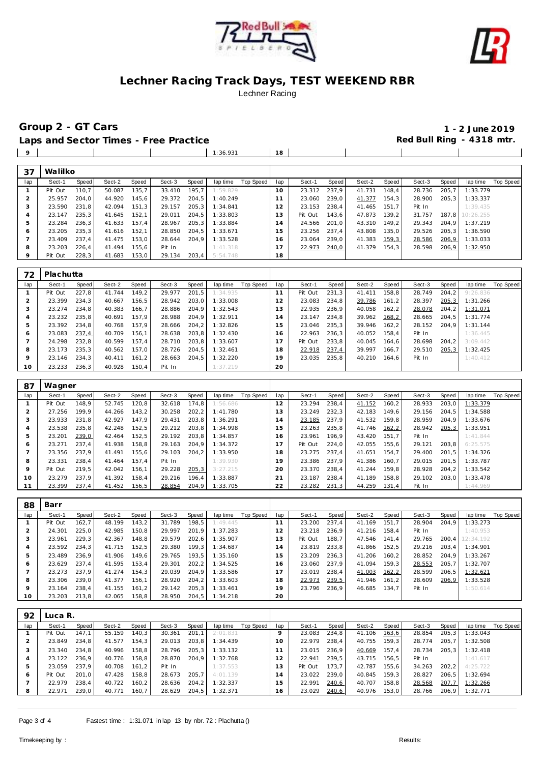# Lechner Racing Track Days, TEST WEEKEND RBR

Lechner Racing

## Group 2 - GT Cars

**1 - 2 June 2019**

**Laps and Sector Times - Free Practice**

**Red Bull Ring - 4318 mtr.**

| 9 | | | | | | | 1:36.931 | | 18 | | | | | | | | |
|---|---|---|---|---|---|---|---|---|---|---|---|---|---|---|---|---|---|

**37 Walilko**

| lap | Sect-1 | Speed | Sect-2 | Speed | Sect-3 | Speed | lap time | Top Speed | lap | Sect-1 | Speed | Sect-2 | Speed | Sect-3 | Speed | lap time | Top Speed |
|---|---|---|---|---|---|---|---|---|---|---|---|---|---|---|---|---|---|
| 1 | Pit Out | 110,7 | 50.087 | 135,7 | 33.410 | 195,7 | 1:59.829 | | 10 | 23.312 | 237,9 | 41.731 | 148,4 | 28.736 | 205,7 | 1:33.779 | |
| 2 | 25.957 | 204,0 | 44.920 | 145,6 | 29.372 | 204,5 | 1:40.249 | | 11 | 23.060 | 239,0 | 41.377 | 154,3 | 28.900 | 205,3 | 1:33.337 | |
| 3 | 23.590 | 231,8 | 42.094 | 151,3 | 29.157 | 205,3 | 1:34.841 | | 12 | 23.153 | 238,4 | 41.465 | 151,7 | Pit In | | 1:39.435 | |
| 4 | 23.147 | 235,3 | 41.645 | 152,1 | 29.011 | 204,5 | 1:33.803 | | 13 | Pit Out | 143,6 | 47.873 | 139,2 | 31.757 | 187,8 | 10:26.255 | |
| 5 | 23.284 | 236,3 | 41.633 | 157,4 | 28.967 | 205,3 | 1:33.884 | | 14 | 24.566 | 201,0 | 43.310 | 149,2 | 29.343 | 204,9 | 1:37.219 | |
| 6 | 23.205 | 235,3 | 41.616 | 152,1 | 28.850 | 204,5 | 1:33.671 | | 15 | 23.256 | 237,4 | 43.808 | 135,0 | 29.526 | 205,3 | 1:36.590 | |
| 7 | 23.409 | 237,4 | 41.475 | 153,0 | 28.644 | 204,9 | 1:33.528 | | 16 | 23.064 | 239,0 | 41.383 | 159,3 | 28.586 | 206,9 | 1:33.033 | |
| 8 | 23.203 | 226,4 | 41.494 | 155,6 | Pit In | | 1:41.318 | | 17 | 22.973 | 240,0 | 41.379 | 154,3 | 28.598 | 206,9 | 1:32.950 | |
| 9 | Pit Out | 228,3 | 41.683 | 153,0 | 29.134 | 203,4 | 5:54.748 | | 18 | | | | | | | | |

**72 Plachutta**

| lap | Sect-1 | Speed | Sect-2 | Speed | Sect-3 | Speed | lap time | Top Speed | lap | Sect-1 | Speed | Sect-2 | Speed | Sect-3 | Speed | lap time | Top Speed |
|---|---|---|---|---|---|---|---|---|---|---|---|---|---|---|---|---|---|
| 1 | Pit Out | 227,8 | 41.744 | 149,2 | 29.977 | 201,5 | 1:34.935 | | 11 | Pit Out | 231,3 | 41.411 | 158,8 | 28.749 | 204,2 | 9:26.836 | |
| 2 | 23.399 | 234,3 | 40.667 | 156,5 | 28.942 | 203,0 | 1:33.008 | | 12 | 23.083 | 234,8 | 39.786 | 161,2 | 28.397 | 205,3 | 1:31.266 | |
| 3 | 23.274 | 234,8 | 40.383 | 166,7 | 28.886 | 204,9 | 1:32.543 | | 13 | 22.935 | 236,9 | 40.058 | 162,2 | 28.078 | 204,2 | 1:31.071 | |
| 4 | 23.232 | 235,8 | 40.691 | 157,9 | 28.988 | 204,9 | 1:32.911 | | 14 | 23.147 | 234,8 | 39.962 | 168,2 | 28.665 | 204,5 | 1:31.774 | |
| 5 | 23.392 | 234,8 | 40.768 | 157,9 | 28.666 | 204,2 | 1:32.826 | | 15 | 23.046 | 235,3 | 39.946 | 162,2 | 28.152 | 204,9 | 1:31.144 | |
| 6 | 23.083 | 237,4 | 40.709 | 156,1 | 28.638 | 203,8 | 1:32.430 | | 16 | 22.963 | 236,3 | 40.052 | 158,4 | Pit In | | 1:36.445 | |
| 7 | 24.298 | 232,8 | 40.599 | 157,4 | 28.710 | 203,8 | 1:33.607 | | 17 | Pit Out | 233,8 | 40.045 | 164,6 | 28.698 | 204,2 | 3:09.442 | |
| 8 | 23.173 | 235,3 | 40.562 | 157,0 | 28.726 | 204,5 | 1:32.461 | | 18 | 22.918 | 237,4 | 39.997 | 166,7 | 29.510 | 205,3 | 1:32.425 | |
| 9 | 23.146 | 234,3 | 40.411 | 161,2 | 28.663 | 204,5 | 1:32.220 | | 19 | 23.035 | 235,8 | 40.210 | 164,6 | Pit In | | 1:40.412 | |
| 10 | 23.233 | 236,3 | 40.928 | 150,4 | Pit In | | 1:37.219 | | 20 | | | | | | | | |

**87 Wagner**

| lap | Sect-1 | Speed | Sect-2 | Speed | Sect-3 | Speed | lap time | Top Speed | lap | Sect-1 | Speed | Sect-2 | Speed | Sect-3 | Speed | lap time | Top Speed |
|---|---|---|---|---|---|---|---|---|---|---|---|---|---|---|---|---|---|
| 1 | Pit Out | 148,9 | 52.745 | 120,8 | 32.618 | 174,8 | 1:56.686 | | 12 | 23.294 | 238,4 | 41.152 | 160,2 | 28.933 | 203,0 | 1:33.379 | |
| 2 | 27.256 | 199,9 | 44.266 | 143,2 | 30.258 | 202,2 | 1:41.780 | | 13 | 23.249 | 232,3 | 42.183 | 149,6 | 29.156 | 204,5 | 1:34.588 | |
| 3 | 23.933 | 231,8 | 42.927 | 147,9 | 29.431 | 203,8 | 1:36.291 | | 14 | 23.185 | 237,9 | 41.532 | 159,8 | 28.959 | 204,9 | 1:33.676 | |
| 4 | 23.538 | 235,8 | 42.248 | 152,5 | 29.212 | 203,8 | 1:34.998 | | 15 | 23.263 | 235,8 | 41.746 | 162,2 | 28.942 | 205,3 | 1:33.951 | |
| 5 | 23.201 | 239,0 | 42.464 | 152,5 | 29.192 | 203,8 | 1:34.857 | | 16 | 23.961 | 196,9 | 43.420 | 151,7 | Pit In | | 1:41.844 | |
| 6 | 23.271 | 237,4 | 41.938 | 158,8 | 29.163 | 204,9 | 1:34.372 | | 17 | Pit Out | 224,0 | 42.055 | 155,6 | 29.121 | 203,8 | 6:25.575 | |
| 7 | 23.356 | 237,9 | 41.491 | 155,6 | 29.103 | 204,2 | 1:33.950 | | 18 | 23.275 | 237,4 | 41.651 | 154,7 | 29.400 | 201,5 | 1:34.326 | |
| 8 | 23.331 | 238,4 | 41.464 | 157,4 | Pit In | | 1:39.930 | | 19 | 23.386 | 237,9 | 41.386 | 160,7 | 29.015 | 201,5 | 1:33.787 | |
| 9 | Pit Out | 219,5 | 42.042 | 156,1 | 29.228 | 205,3 | 3:27.215 | | 20 | 23.370 | 238,4 | 41.244 | 159,8 | 28.928 | 204,2 | 1:33.542 | |
| 10 | 23.279 | 237,9 | 41.392 | 158,4 | 29.216 | 196,4 | 1:33.887 | | 21 | 23.187 | 238,4 | 41.189 | 158,8 | 29.102 | 203,0 | 1:33.478 | |
| 11 | 23.399 | 237,4 | 41.452 | 156,5 | 28.854 | 204,9 | 1:33.705 | | 22 | 23.282 | 231,3 | 44.259 | 131,4 | Pit In | | 1:44.969 | |

**88 Barr**

| lap | Sect-1 | Speed | Sect-2 | Speed | Sect-3 | Speed | lap time | Top Speed | lap | Sect-1 | Speed | Sect-2 | Speed | Sect-3 | Speed | lap time | Top Speed |
|---|---|---|---|---|---|---|---|---|---|---|---|---|---|---|---|---|---|
| 1 | Pit Out | 162,7 | 48.199 | 143,2 | 31.789 | 198,5 | 1:49.445 | | 11 | 23.200 | 237,4 | 41.169 | 151,7 | 28.904 | 204,9 | 1:33.273 | |
| 2 | 24.301 | 225,0 | 42.985 | 150,8 | 29.997 | 201,9 | 1:37.283 | | 12 | 23.218 | 236,9 | 41.216 | 158,4 | Pit In | | 1:40.953 | |
| 3 | 23.961 | 229,3 | 42.367 | 148,8 | 29.579 | 202,6 | 1:35.907 | | 13 | Pit Out | 188,7 | 47.546 | 141,4 | 29.765 | 200,4 | 12:34.192 | |
| 4 | 23.592 | 234,3 | 41.715 | 152,5 | 29.380 | 199,3 | 1:34.687 | | 14 | 23.819 | 233,8 | 41.866 | 152,5 | 29.216 | 203,4 | 1:34.901 | |
| 5 | 23.489 | 236,9 | 41.906 | 149,6 | 29.765 | 193,5 | 1:35.160 | | 15 | 23.209 | 236,3 | 41.206 | 160,2 | 28.852 | 204,9 | 1:33.267 | |
| 6 | 23.629 | 237,4 | 41.595 | 153,4 | 29.301 | 202,2 | 1:34.525 | | 16 | 23.060 | 237,9 | 41.094 | 159,3 | 28.553 | 205,7 | 1:32.707 | |
| 7 | 23.273 | 237,9 | 41.274 | 154,3 | 29.039 | 204,9 | 1:33.586 | | 17 | 23.019 | 238,4 | 41.003 | 162,2 | 28.599 | 206,5 | 1:32.621 | |
| 8 | 23.306 | 239,0 | 41.377 | 156,1 | 28.920 | 204,2 | 1:33.603 | | 18 | 22.973 | 239,5 | 41.946 | 161,2 | 28.609 | 206,9 | 1:33.528 | |
| 9 | 23.164 | 238,4 | 41.155 | 161,2 | 29.142 | 205,3 | 1:33.461 | | 19 | 23.796 | 236,9 | 46.685 | 134,7 | Pit In | | 1:50.614 | |
| 10 | 23.203 | 213,8 | 42.065 | 158,8 | 28.950 | 204,5 | 1:34.218 | | 20 | | | | | | | | |

**92 Luca R.**

| lap | Sect-1 | Speed | Sect-2 | Speed | Sect-3 | Speed | lap time | Top Speed | lap | Sect-1 | Speed | Sect-2 | Speed | Sect-3 | Speed | lap time | Top Speed |
|---|---|---|---|---|---|---|---|---|---|---|---|---|---|---|---|---|---|
| 1 | Pit Out | 147,1 | 55.159 | 140,3 | 30.361 | 201,1 | 2:01.831 | | 9 | 23.083 | 234,8 | 41.106 | 163,6 | 28.854 | 205,3 | 1:33.043 | |
| 2 | 23.849 | 234,8 | 41.577 | 154,3 | 29.013 | 203,8 | 1:34.439 | | 10 | 22.979 | 238,4 | 40.755 | 159,3 | 28.774 | 205,7 | 1:32.508 | |
| 3 | 23.340 | 234,8 | 40.996 | 158,8 | 28.796 | 205,3 | 1:33.132 | | 11 | 23.015 | 236,9 | 40.669 | 157,4 | 28.734 | 205,3 | 1:32.418 | |
| 4 | 23.122 | 236,9 | 40.776 | 158,8 | 28.870 | 204,9 | 1:32.768 | | 12 | 22.941 | 239,5 | 43.715 | 156,5 | Pit In | | 1:41.617 | |
| 5 | 23.059 | 237,9 | 40.708 | 161,2 | Pit In | | 1:37.553 | | 13 | Pit Out | 173,7 | 42.787 | 155,6 | 34.263 | 202,2 | 4:25.722 | |
| 6 | Pit Out | 201,0 | 47.428 | 158,8 | 28.673 | 205,7 | 4:01.139 | | 14 | 23.022 | 239,0 | 40.845 | 159,3 | 28.827 | 206,5 | 1:32.694 | |
| 7 | 22.979 | 238,4 | 40.722 | 160,2 | 28.636 | 204,2 | 1:32.337 | | 15 | 22.991 | 240,6 | 40.707 | 158,8 | 28.568 | 207,7 | 1:32.266 | |
| 8 | 22.971 | 239,0 | 40.771 | 160,7 | 28.629 | 204,5 | 1:32.371 | | 16 | 23.029 | 240,6 | 40.976 | 153,0 | 28.766 | 206,9 | 1:32.771 | |

Fastest time : 1:31.071 in lap 13 by nbr. 72 : Plachutta ()

Timekeeping by :

Results: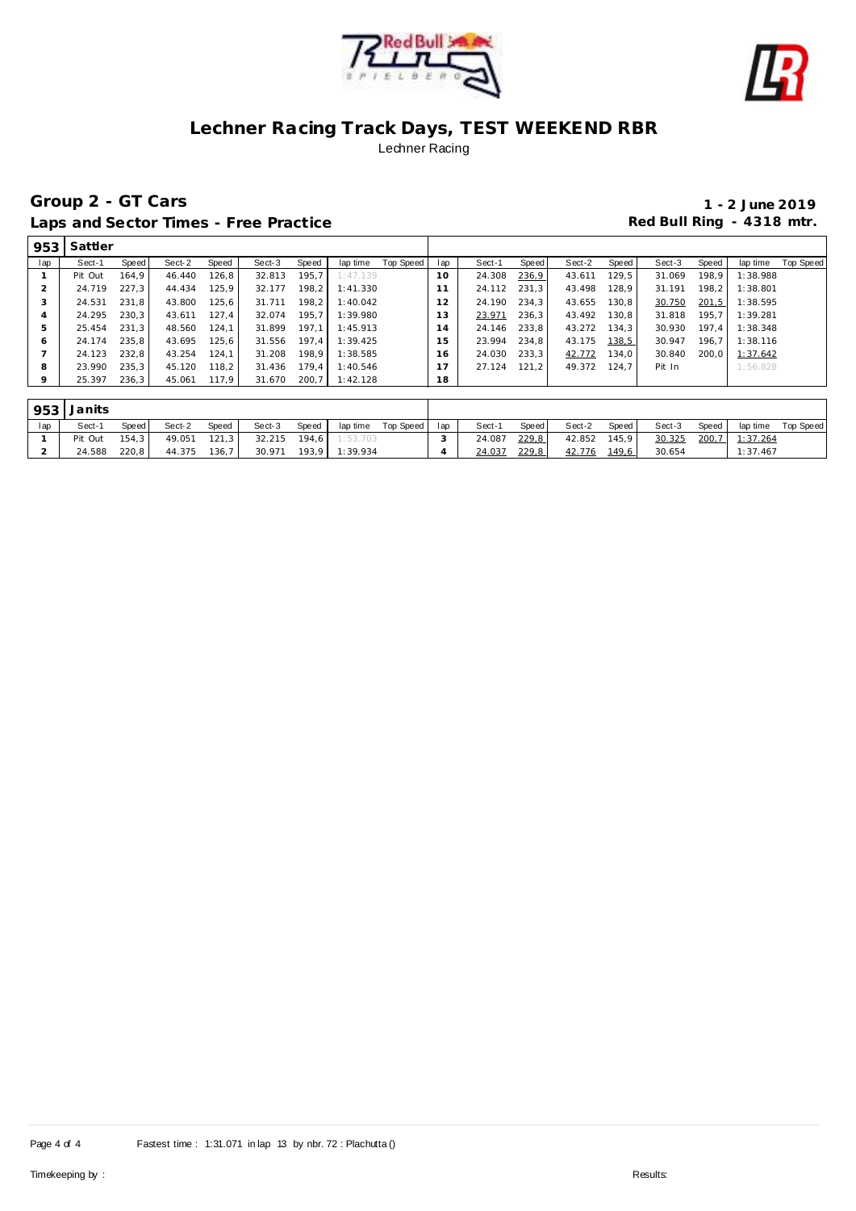# Lechner Racing Track Days, TEST WEEKEND RBR

Lechner Racing

## Group 2 - GT Cars

**1 - 2 June 2019**

### Laps and Sector Times - Free Practice

**Red Bull Ring - 4318 mtr.**

| 953 | Sattler | | | | | | | | | | | | | | | | | |
|---|---|---|---|---|---|---|---|---|---|---|---|---|---|---|---|---|---|---|
| lap | Sect-1 | Speed | Sect-2 | Speed | Sect-3 | Speed | lap time | Top Speed | lap | Sect-1 | Speed | Sect-2 | Speed | Sect-3 | Speed | lap time | Top Speed |
| 1 | Pit Out | 164,9 | 46.440 | 126,8 | 32.813 | 195,7 | 1:47.139 | | 10 | 24.308 | 236,9 | 43.611 | 129,5 | 31.069 | 198,9 | 1:38.988 | |
| 2 | 24.719 | 227,3 | 44.434 | 125,9 | 32.177 | 198,2 | 1:41.330 | | 11 | 24.112 | 231,3 | 43.498 | 128,9 | 31.191 | 198,2 | 1:38.801 | |
| 3 | 24.531 | 231,8 | 43.800 | 125,6 | 31.711 | 198,2 | 1:40.042 | | 12 | 24.190 | 234,3 | 43.655 | 130,8 | 30.750 | 201,5 | 1:38.595 | |
| 4 | 24.295 | 230,3 | 43.611 | 127,4 | 32.074 | 195,7 | 1:39.980 | | 13 | 23.971 | 236,3 | 43.492 | 130,8 | 31.818 | 195,7 | 1:39.281 | |
| 5 | 25.454 | 231,3 | 48.560 | 124,1 | 31.899 | 197,1 | 1:45.913 | | 14 | 24.146 | 233,8 | 43.272 | 134,3 | 30.930 | 197,4 | 1:38.348 | |
| 6 | 24.174 | 235,8 | 43.695 | 125,6 | 31.556 | 197,4 | 1:39.425 | | 15 | 23.994 | 234,8 | 43.175 | 138,5 | 30.947 | 196,7 | 1:38.116 | |
| 7 | 24.123 | 232,8 | 43.254 | 124,1 | 31.208 | 198,9 | 1:38.585 | | 16 | 24.030 | 233,3 | 42.772 | 134,0 | 30.840 | 200,0 | 1:37.642 | |
| 8 | 23.990 | 235,3 | 45.120 | 118,2 | 31.436 | 179,4 | 1:40.546 | | 17 | 27.124 | 121,2 | 49.372 | 124,7 | Pit In | | 1:56.828 | |
| 9 | 25.397 | 236,3 | 45.061 | 117,9 | 31.670 | 200,7 | 1:42.128 | | 18 | | | | | | | | |

| 953 | Janits | | | | | | | | | | | | | | | | | |
|---|---|---|---|---|---|---|---|---|---|---|---|---|---|---|---|---|---|---|
| lap | Sect-1 | Speed | Sect-2 | Speed | Sect-3 | Speed | lap time | Top Speed | lap | Sect-1 | Speed | Sect-2 | Speed | Sect-3 | Speed | lap time | Top Speed |
| 1 | Pit Out | 154,3 | 49.051 | 121,3 | 32.215 | 194,6 | 1:53.703 | | 3 | 24.087 | 229,8 | 42.852 | 145,9 | 30.325 | 200,7 | 1:37.264 | |
| 2 | 24.588 | 220,8 | 44.375 | 136,7 | 30.971 | 193,9 | 1:39.934 | | 4 | 24.037 | 229,8 | 42.776 | 149,6 | 30.654 | | 1:37.467 | |

Fastest time : 1:31.071 in lap 13 by nbr. 72 : Plachutta ()

Timekeeping by : Results: